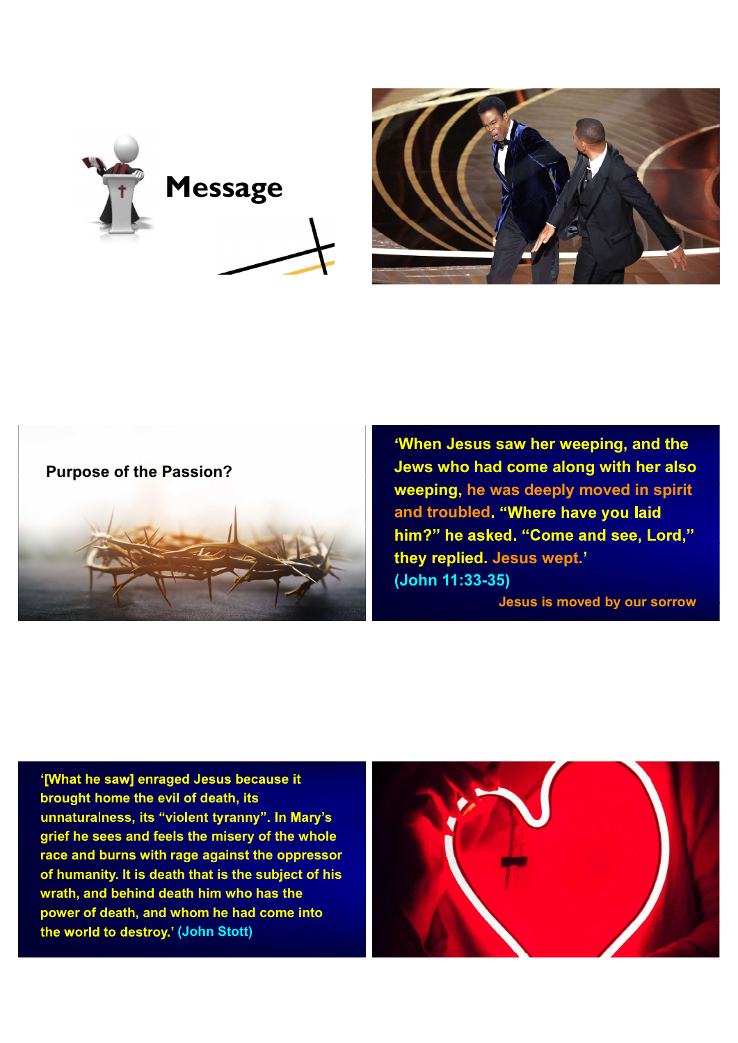# Message

**Purpose of the Passion?**

**'When Jesus saw her weeping, and the Jews who had come along with her also weeping, he was deeply moved in spirit and troubled. "Where have you laid him?" he asked. "Come and see, Lord," they replied. Jesus wept.'**
**(John 11:33-35)**

**Jesus is moved by our sorrow**

**'[What he saw] enraged Jesus because it brought home the evil of death, its unnaturalness, its "violent tyranny". In Mary's grief he sees and feels the misery of the whole race and burns with rage against the oppressor of humanity. It is death that is the subject of his wrath, and behind death him who has the power of death, and whom he had come into the world to destroy.' (John Stott)**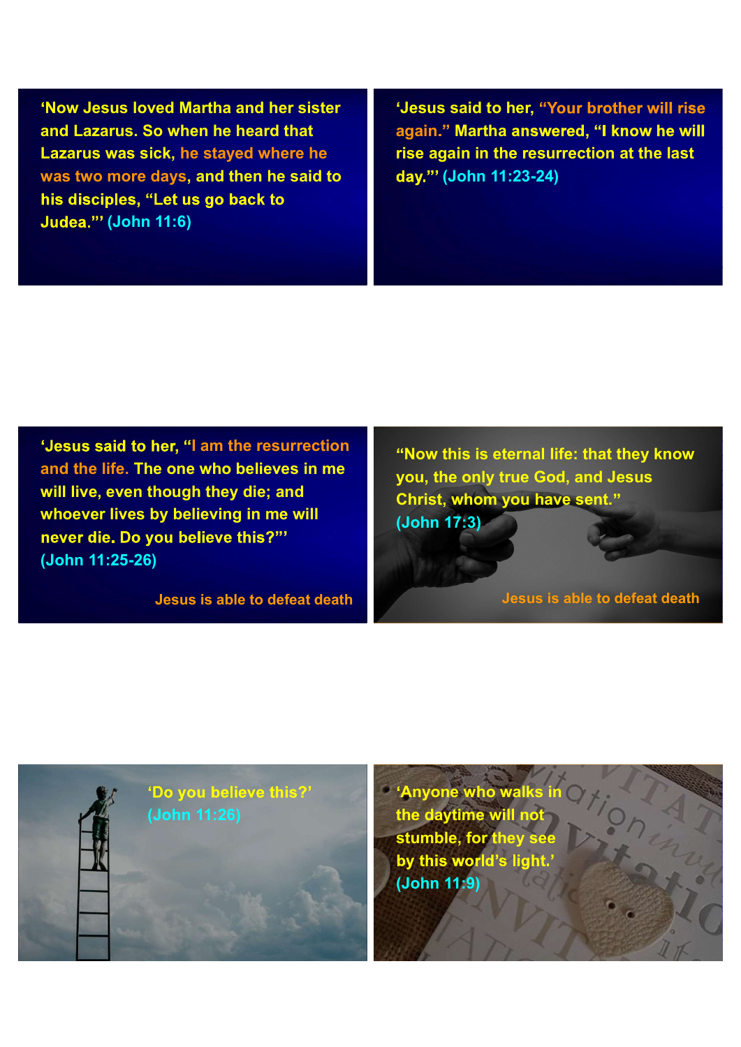'Now Jesus loved Martha and her sister and Lazarus. So when he heard that Lazarus was sick, he stayed where he was two more days, and then he said to his disciples, "Let us go back to Judea."' (John 11:6)

'Jesus said to her, "Your brother will rise again." Martha answered, "I know he will rise again in the resurrection at the last day."' (John 11:23-24)

'Jesus said to her, "I am the resurrection and the life. The one who believes in me will live, even though they die; and whoever lives by believing in me will never die. Do you believe this?"' (John 11:25-26)

Jesus is able to defeat death

"Now this is eternal life: that they know you, the only true God, and Jesus Christ, whom you have sent." (John 17:3)

Jesus is able to defeat death

'Do you believe this?' (John 11:26)

'Anyone who walks in the daytime will not stumble, for they see by this world's light.' (John 11:9)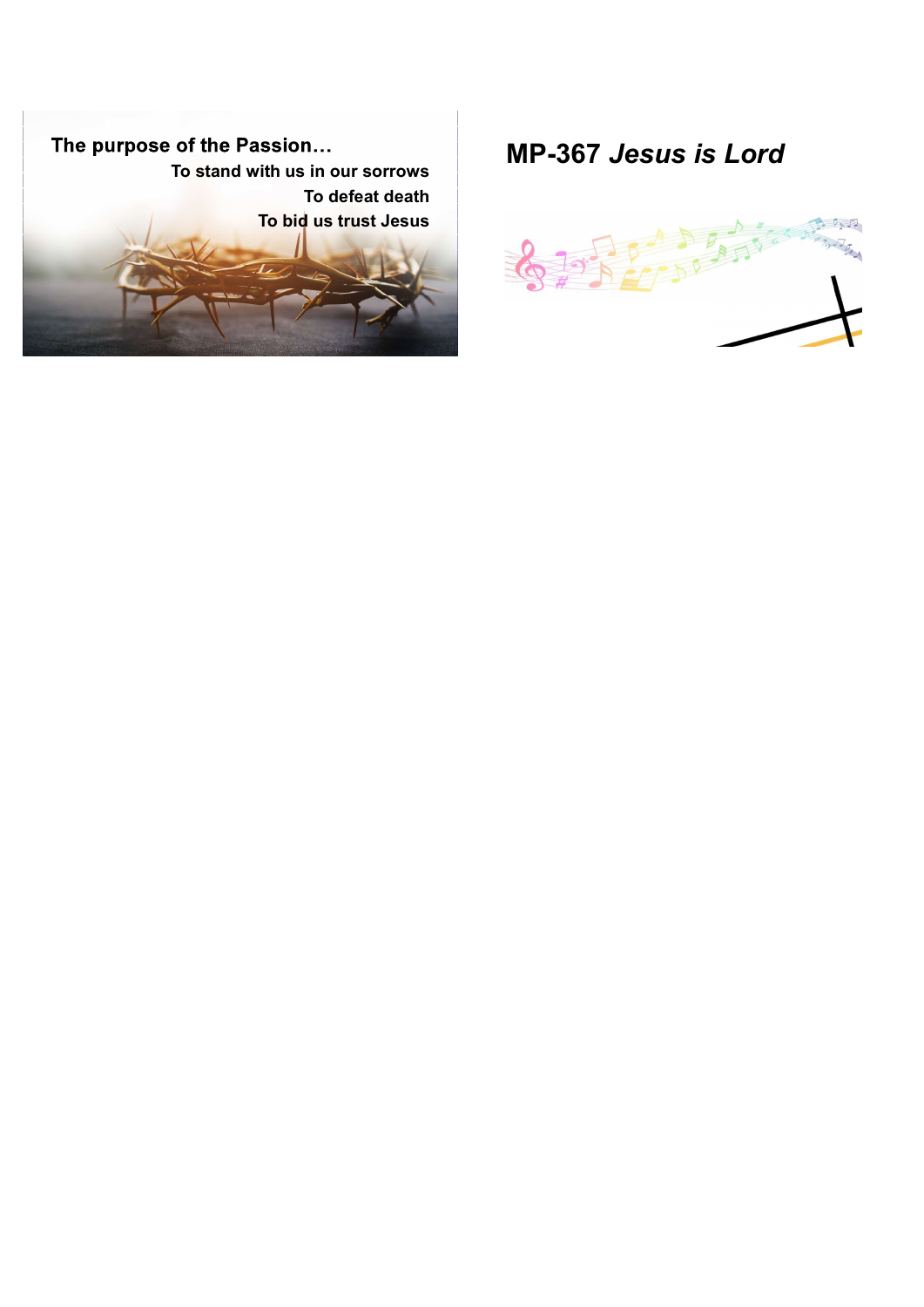The purpose of the Passion…

To stand with us in our sorrows

To defeat death

To bid us trust Jesus

## MP-367 *Jesus is Lord*